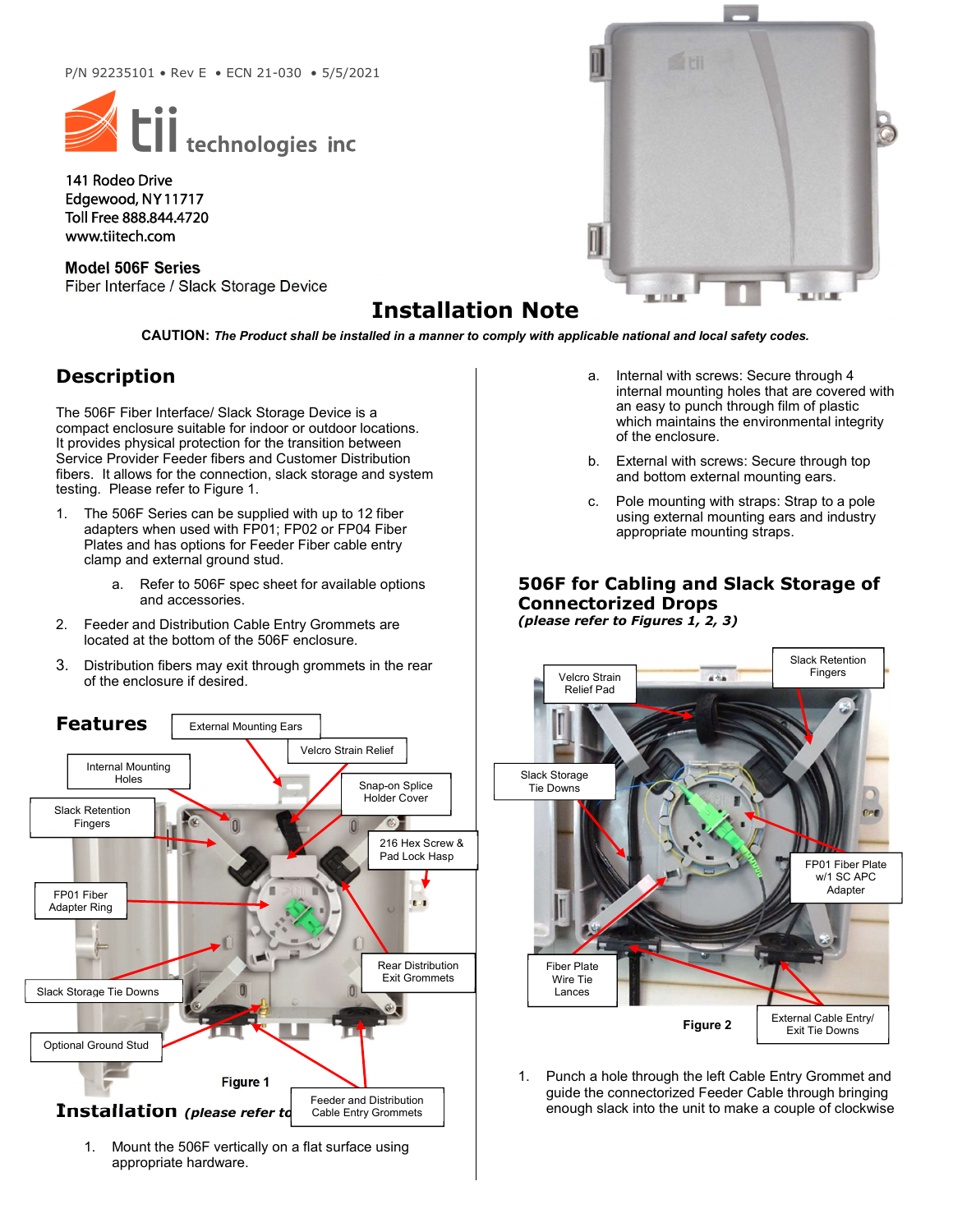P/N 92235101 • Rev E • ECN 21-030 • 5/5/2021

tii technologies inc

141 Rodeo Drive
Edgewood, NY 11717
Toll Free 888.844.4720
www.tiitech.com

**Model 506F Series**
Fiber Interface / Slack Storage Device

# Installation Note

**CAUTION:** ***The Product shall be installed in a manner to comply with applicable national and local safety codes.***

## Description

The 506F Fiber Interface/ Slack Storage Device is a compact enclosure suitable for indoor or outdoor locations. It provides physical protection for the transition between Service Provider Feeder fibers and Customer Distribution fibers. It allows for the connection, slack storage and system testing. Please refer to Figure 1.

1. The 506F Series can be supplied with up to 12 fiber adapters when used with FP01; FP02 or FP04 Fiber Plates and has options for Feeder Fiber cable entry clamp and external ground stud.
    a. Refer to 506F spec sheet for available options and accessories.
2. Feeder and Distribution Cable Entry Grommets are located at the bottom of the 506F enclosure.
3. Distribution fibers may exit through grommets in the rear of the enclosure if desired.

## Features

External Mounting Ears
Velcro Strain Relief
Internal Mounting Holes
Snap-on Splice Holder Cover
Slack Retention Fingers
216 Hex Screw & Pad Lock Hasp
FP01 Fiber Adapter Ring
Rear Distribution Exit Grommets
Slack Storage Tie Downs
Optional Ground Stud
Feeder and Distribution Cable Entry Grommets

Figure 1

## Installation *(please refer to Figure 1)*

1. Mount the 506F vertically on a flat surface using appropriate hardware.
    a. Internal with screws: Secure through 4 internal mounting holes that are covered with an easy to punch through film of plastic which maintains the environmental integrity of the enclosure.
    b. External with screws: Secure through top and bottom external mounting ears.
    c. Pole mounting with straps: Strap to a pole using external mounting ears and industry appropriate mounting straps.

## 506F for Cabling and Slack Storage of Connectorized Drops
***(please refer to Figures 1, 2, 3)***

Velcro Strain Relief Pad
Slack Retention Fingers
Slack Storage Tie Downs
FP01 Fiber Plate w/1 SC APC Adapter
Fiber Plate Wire Tie Lances
External Cable Entry/ Exit Tie Downs

Figure 2

1. Punch a hole through the left Cable Entry Grommet and guide the connectorized Feeder Cable through bringing enough slack into the unit to make a couple of clockwise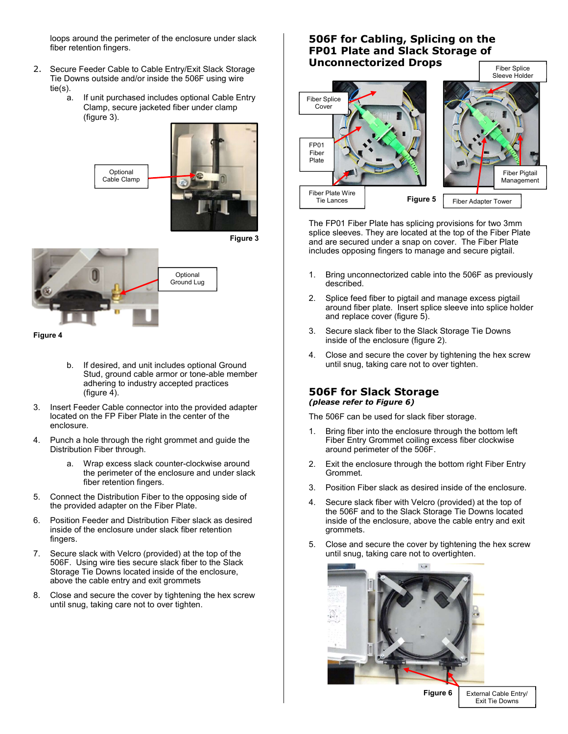loops around the perimeter of the enclosure under slack fiber retention fingers.

2. Secure Feeder Cable to Cable Entry/Exit Slack Storage Tie Downs outside and/or inside the 506F using wire tie(s).
   a. If unit purchased includes optional Cable Entry Clamp, secure jacketed fiber under clamp (figure 3).

Optional Cable Clamp

Figure 3

Optional Ground Lug

Figure 4

   b. If desired, and unit includes optional Ground Stud, ground cable armor or tone-able member adhering to industry accepted practices (figure 4).

3. Insert Feeder Cable connector into the provided adapter located on the FP Fiber Plate in the center of the enclosure.

4. Punch a hole through the right grommet and guide the Distribution Fiber through.
   a. Wrap excess slack counter-clockwise around the perimeter of the enclosure and under slack fiber retention fingers.

5. Connect the Distribution Fiber to the opposing side of the provided adapter on the Fiber Plate.

6. Position Feeder and Distribution Fiber slack as desired inside of the enclosure under slack fiber retention fingers.

7. Secure slack with Velcro (provided) at the top of the 506F. Using wire ties secure slack fiber to the Slack Storage Tie Downs located inside of the enclosure, above the cable entry and exit grommets

8. Close and secure the cover by tightening the hex screw until snug, taking care not to over tighten.

## 506F for Cabling, Splicing on the FP01 Plate and Slack Storage of Unconnectorized Drops

Fiber Splice Cover

FP01 Fiber Plate

Fiber Plate Wire Tie Lances

Fiber Splice Sleeve Holder

Fiber Pigtail Management

Fiber Adapter Tower

Figure 5

The FP01 Fiber Plate has splicing provisions for two 3mm splice sleeves. They are located at the top of the Fiber Plate and are secured under a snap on cover. The Fiber Plate includes opposing fingers to manage and secure pigtail.

1. Bring unconnectorized cable into the 506F as previously described.

2. Splice feed fiber to pigtail and manage excess pigtail around fiber plate. Insert splice sleeve into splice holder and replace cover (figure 5).

3. Secure slack fiber to the Slack Storage Tie Downs inside of the enclosure (figure 2).

4. Close and secure the cover by tightening the hex screw until snug, taking care not to over tighten.

## 506F for Slack Storage

***(please refer to Figure 6)***

The 506F can be used for slack fiber storage.

1. Bring fiber into the enclosure through the bottom left Fiber Entry Grommet coiling excess fiber clockwise around perimeter of the 506F.

2. Exit the enclosure through the bottom right Fiber Entry Grommet.

3. Position Fiber slack as desired inside of the enclosure.

4. Secure slack fiber with Velcro (provided) at the top of the 506F and to the Slack Storage Tie Downs located inside of the enclosure, above the cable entry and exit grommets.

5. Close and secure the cover by tightening the hex screw until snug, taking care not to overtighten.

Figure 6

External Cable Entry/ Exit Tie Downs